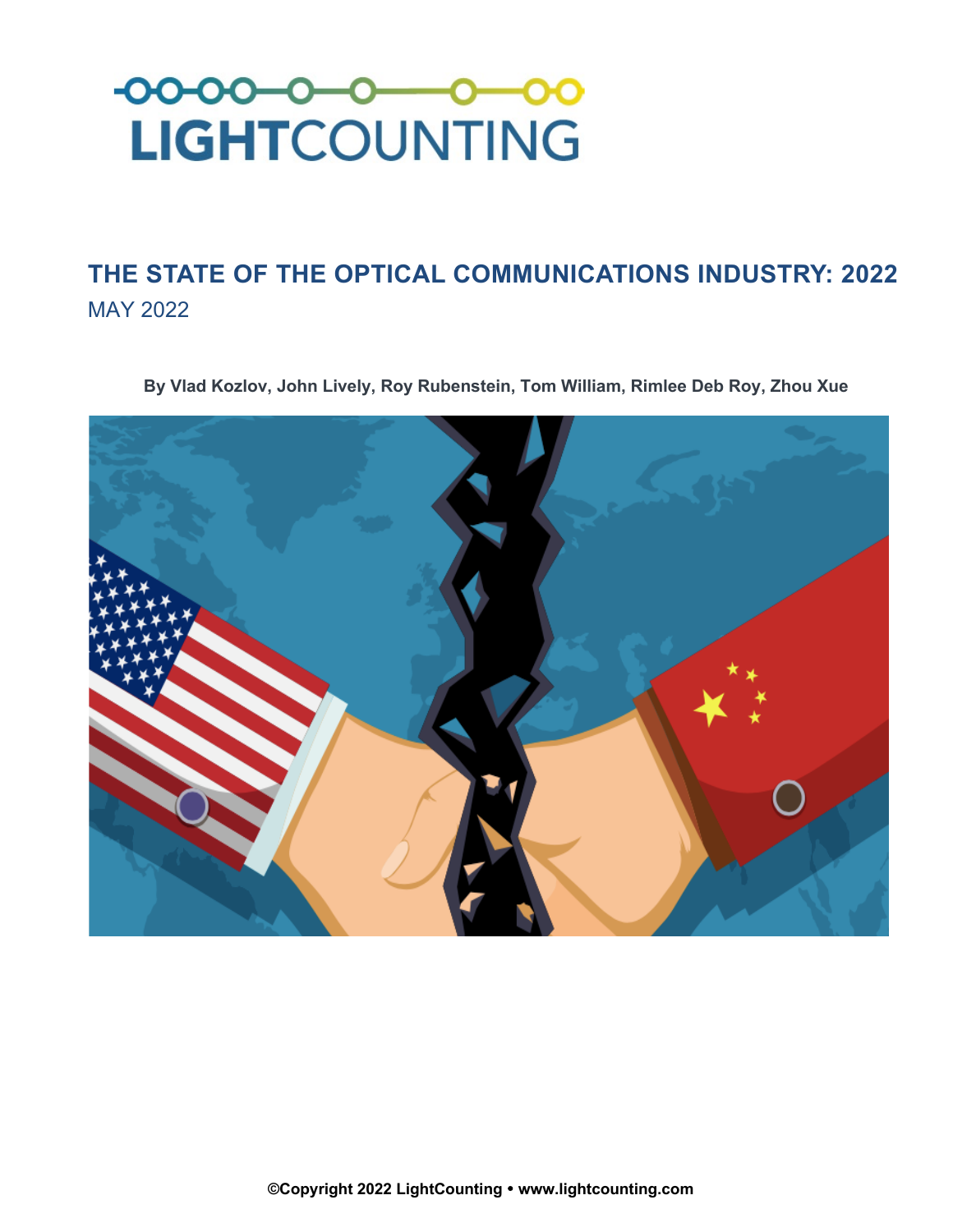LIGHTCOUNTING

# THE STATE OF THE OPTICAL COMMUNICATIONS INDUSTRY: 2022

MAY 2022

**By Vlad Kozlov, John Lively, Roy Rubenstein, Tom William, Rimlee Deb Roy, Zhou Xue**

**©Copyright 2022 LightCounting • www.lightcounting.com**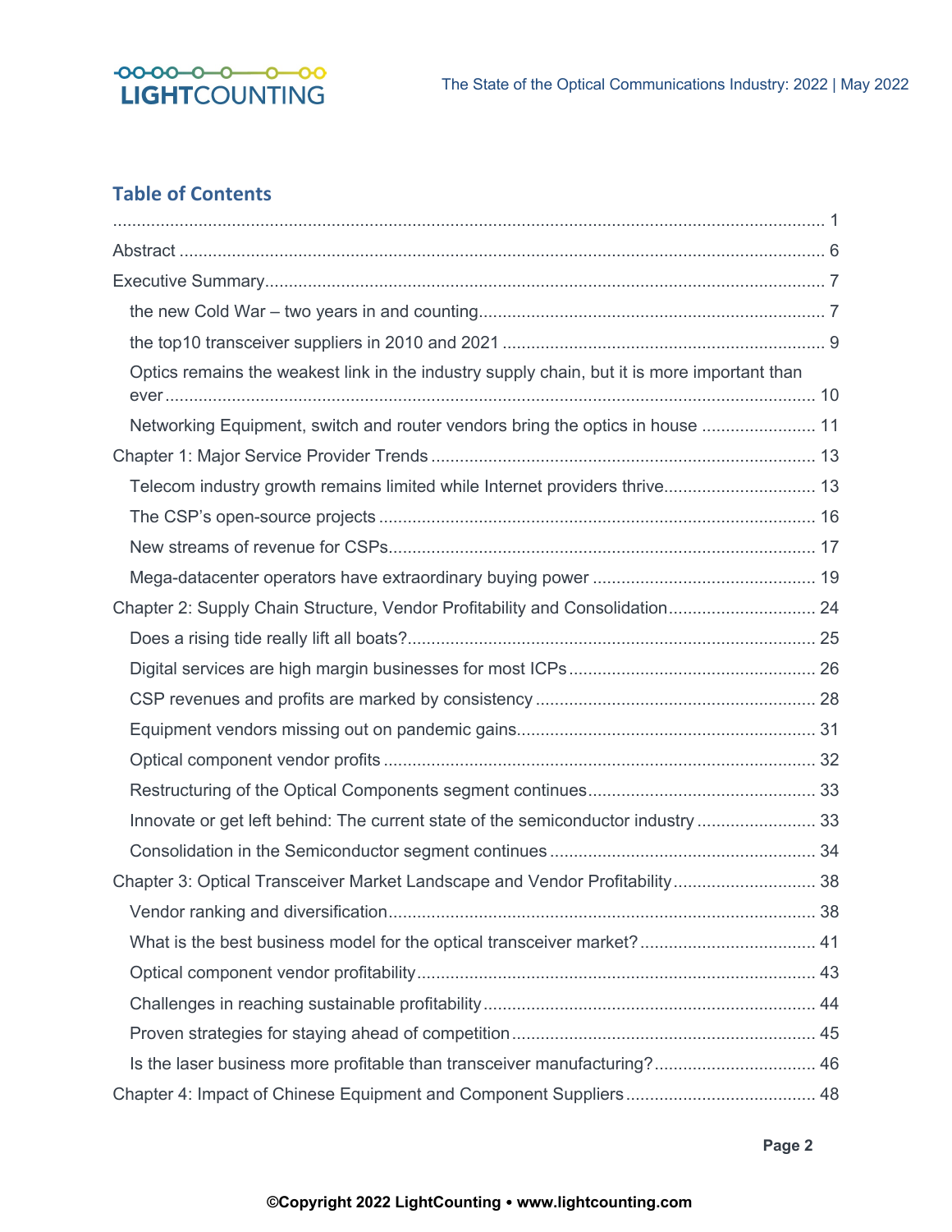## Table of Contents

..................................................................................................................................... 1

Abstract ..................................................................................................................................... 6

Executive Summary..................................................................................................................... 7

- the new Cold War – two years in and counting........................................................................ 7
- the top10 transceiver suppliers in 2010 and 2021 ................................................................... 9
- Optics remains the weakest link in the industry supply chain, but it is more important than ever ........................................................................................................................................ 10
- Networking Equipment, switch and router vendors bring the optics in house ........................ 11

Chapter 1: Major Service Provider Trends ................................................................................. 13

- Telecom industry growth remains limited while Internet providers thrive................................ 13
- The CSP's open-source projects ........................................................................................... 16
- New streams of revenue for CSPs......................................................................................... 17
- Mega-datacenter operators have extraordinary buying power ............................................... 19

Chapter 2: Supply Chain Structure, Vendor Profitability and Consolidation.............................. 24

- Does a rising tide really lift all boats?..................................................................................... 25
- Digital services are high margin businesses for most ICPs.................................................... 26
- CSP revenues and profits are marked by consistency .......................................................... 28
- Equipment vendors missing out on pandemic gains.............................................................. 31
- Optical component vendor profits .......................................................................................... 32
- Restructuring of the Optical Components segment continues............................................... 33
- Innovate or get left behind: The current state of the semiconductor industry ......................... 33
- Consolidation in the Semiconductor segment continues ....................................................... 34

Chapter 3: Optical Transceiver Market Landscape and Vendor Profitability.............................. 38

- Vendor ranking and diversification......................................................................................... 38
- What is the best business model for the optical transceiver market?..................................... 41
- Optical component vendor profitability................................................................................... 43
- Challenges in reaching sustainable profitability..................................................................... 44
- Proven strategies for staying ahead of competition............................................................... 45
- Is the laser business more profitable than transceiver manufacturing?................................. 46

Chapter 4: Impact of Chinese Equipment and Component Suppliers........................................ 48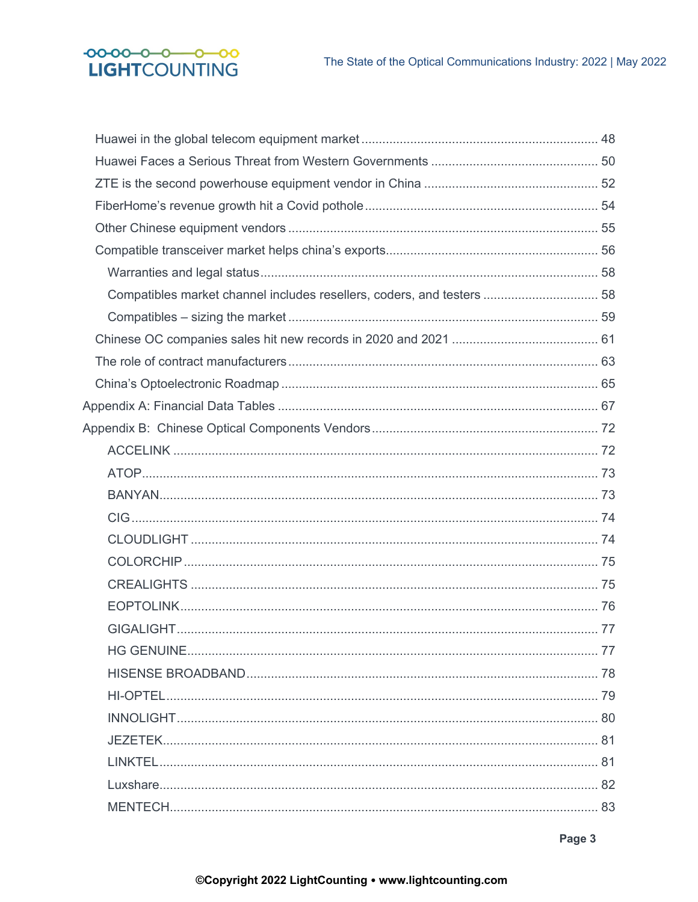Huawei in the global telecom equipment market ........................................................ 48

Huawei Faces a Serious Threat from Western Governments ...................................... 50

ZTE is the second powerhouse equipment vendor in China ...................................... 52

FiberHome's revenue growth hit a Covid pothole ........................................................ 54

Other Chinese equipment vendors ............................................................................. 55

Compatible transceiver market helps china's exports ................................................ 56

- Warranties and legal status ...................................................................................... 58
- Compatibles market channel includes resellers, coders, and testers ........................ 58
- Compatibles – sizing the market .............................................................................. 59

Chinese OC companies sales hit new records in 2020 and 2021 ................................ 61

The role of contract manufacturers ............................................................................. 63

China's Optoelectronic Roadmap ................................................................................ 65

Appendix A: Financial Data Tables ................................................................................ 67

Appendix B: Chinese Optical Components Vendors ..................................................... 72

- ACCELINK .................................................................................................................. 72
- ATOP ........................................................................................................................... 73
- BANYAN ...................................................................................................................... 73
- CIG .............................................................................................................................. 74
- CLOUDLIGHT .............................................................................................................. 74
- COLORCHIP ................................................................................................................ 75
- CREALIGHTS .............................................................................................................. 75
- EOPTOLINK ................................................................................................................. 76
- GIGALIGHT ................................................................................................................. 77
- HG GENUINE .............................................................................................................. 77
- HISENSE BROADBAND .............................................................................................. 78
- HI-OPTEL .................................................................................................................... 79
- INNOLIGHT ................................................................................................................. 80
- JEZETEK ..................................................................................................................... 81
- LINKTEL ...................................................................................................................... 81
- Luxshare ..................................................................................................................... 82
- MENTECH ................................................................................................................... 83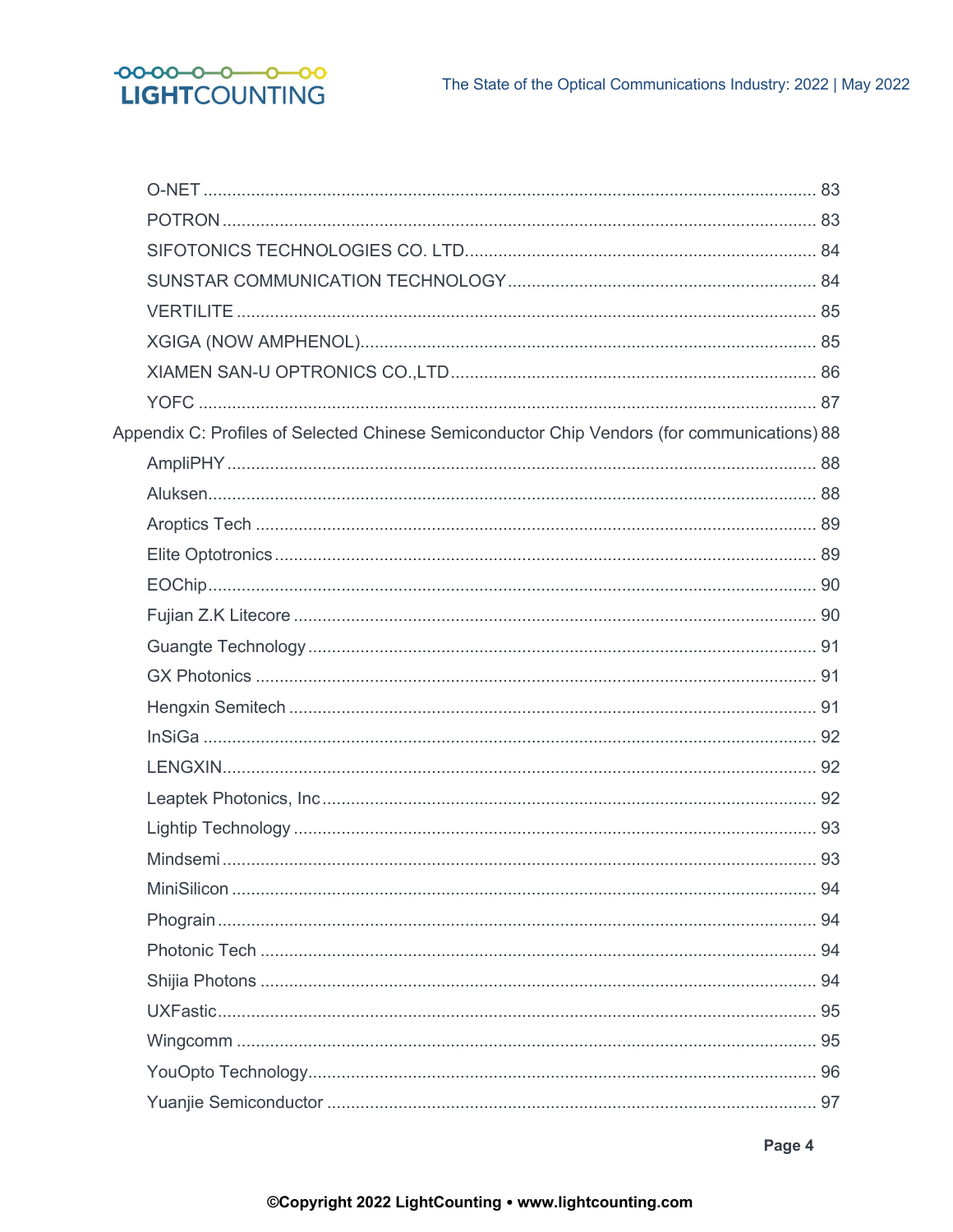O-NET ........................................................................................................................ 83

POTRON ..................................................................................................................... 83

SIFOTONICS TECHNOLOGIES CO. LTD........................................................................... 84

SUNSTAR COMMUNICATION TECHNOLOGY .................................................................. 84

VERTILITE ................................................................................................................. 85

XGIGA (NOW AMPHENOL)............................................................................................. 85

XIAMEN SAN-U OPTRONICS CO.,LTD............................................................................. 86

YOFC ......................................................................................................................... 87

Appendix C: Profiles of Selected Chinese Semiconductor Chip Vendors (for communications) 88

AmpliPHY .................................................................................................................. 88

Aluksen....................................................................................................................... 88

Aroptics Tech ............................................................................................................. 89

Elite Optotronics ......................................................................................................... 89

EOChip....................................................................................................................... 90

Fujian Z.K Litecore ..................................................................................................... 90

Guangte Technology .................................................................................................. 91

GX Photonics ............................................................................................................. 91

Hengxin Semitech ...................................................................................................... 91

InSiGa ........................................................................................................................ 92

LENGXIN.................................................................................................................... 92

Leaptek Photonics, Inc ............................................................................................... 92

Lightip Technology ..................................................................................................... 93

Mindsemi .................................................................................................................... 93

MiniSilicon .................................................................................................................. 94

Phograin ..................................................................................................................... 94

Photonic Tech ............................................................................................................. 94

Shijia Photons ............................................................................................................ 94

UXFastic..................................................................................................................... 95

Wingcomm ................................................................................................................. 95

YouOpto Technology.................................................................................................. 96

Yuanjie Semiconductor .............................................................................................. 97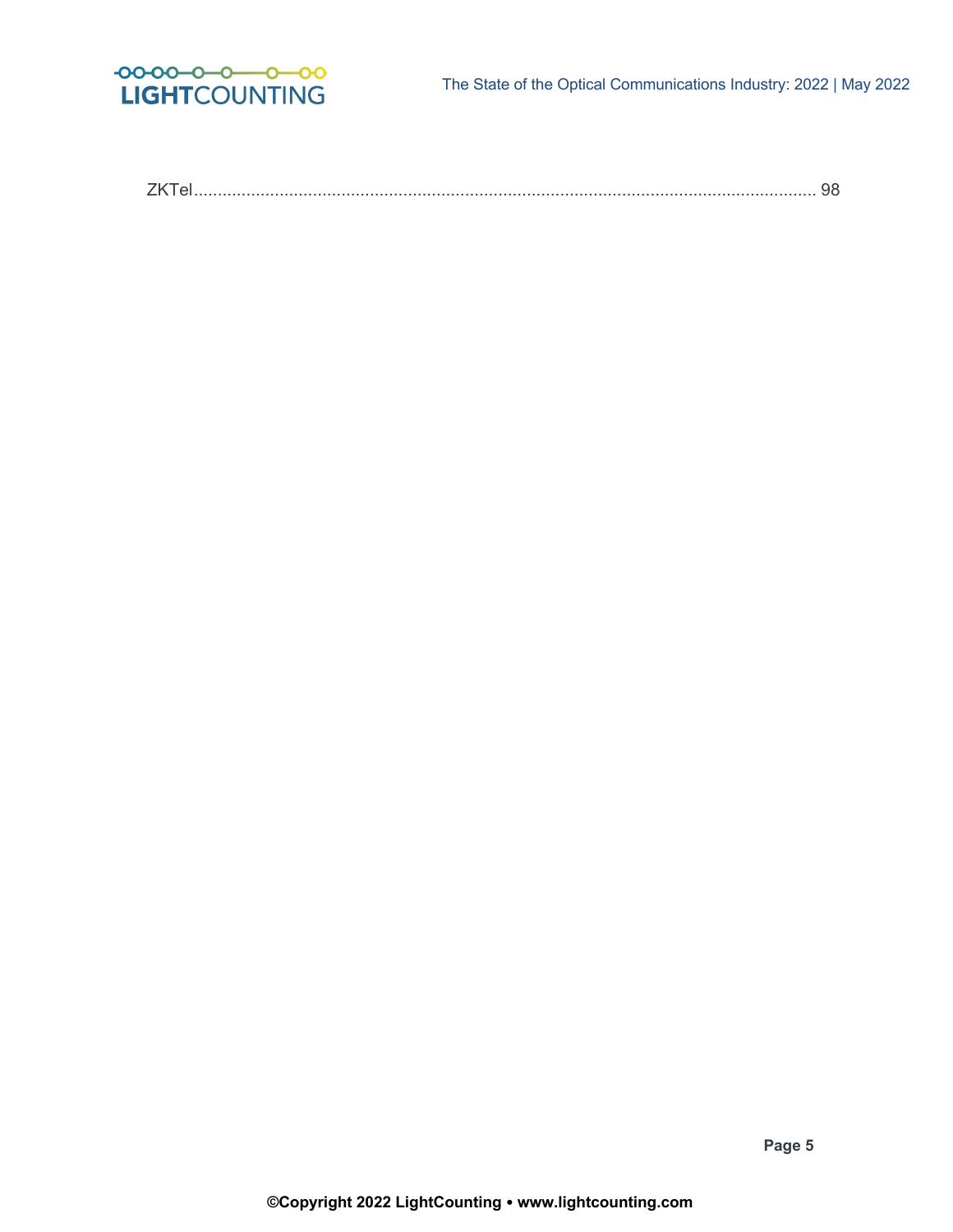ZKTel........................................................................................................................ 98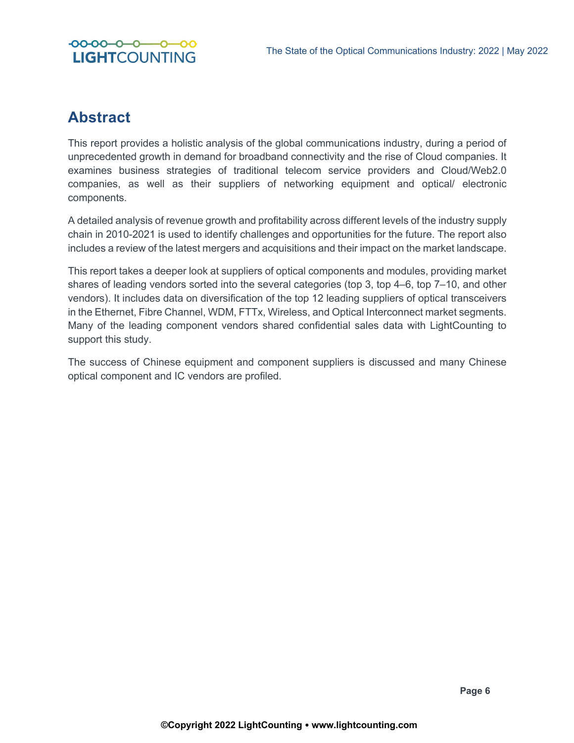## Abstract

This report provides a holistic analysis of the global communications industry, during a period of unprecedented growth in demand for broadband connectivity and the rise of Cloud companies. It examines business strategies of traditional telecom service providers and Cloud/Web2.0 companies, as well as their suppliers of networking equipment and optical/ electronic components.

A detailed analysis of revenue growth and profitability across different levels of the industry supply chain in 2010-2021 is used to identify challenges and opportunities for the future. The report also includes a review of the latest mergers and acquisitions and their impact on the market landscape.

This report takes a deeper look at suppliers of optical components and modules, providing market shares of leading vendors sorted into the several categories (top 3, top 4–6, top 7–10, and other vendors). It includes data on diversification of the top 12 leading suppliers of optical transceivers in the Ethernet, Fibre Channel, WDM, FTTx, Wireless, and Optical Interconnect market segments. Many of the leading component vendors shared confidential sales data with LightCounting to support this study.

The success of Chinese equipment and component suppliers is discussed and many Chinese optical component and IC vendors are profiled.